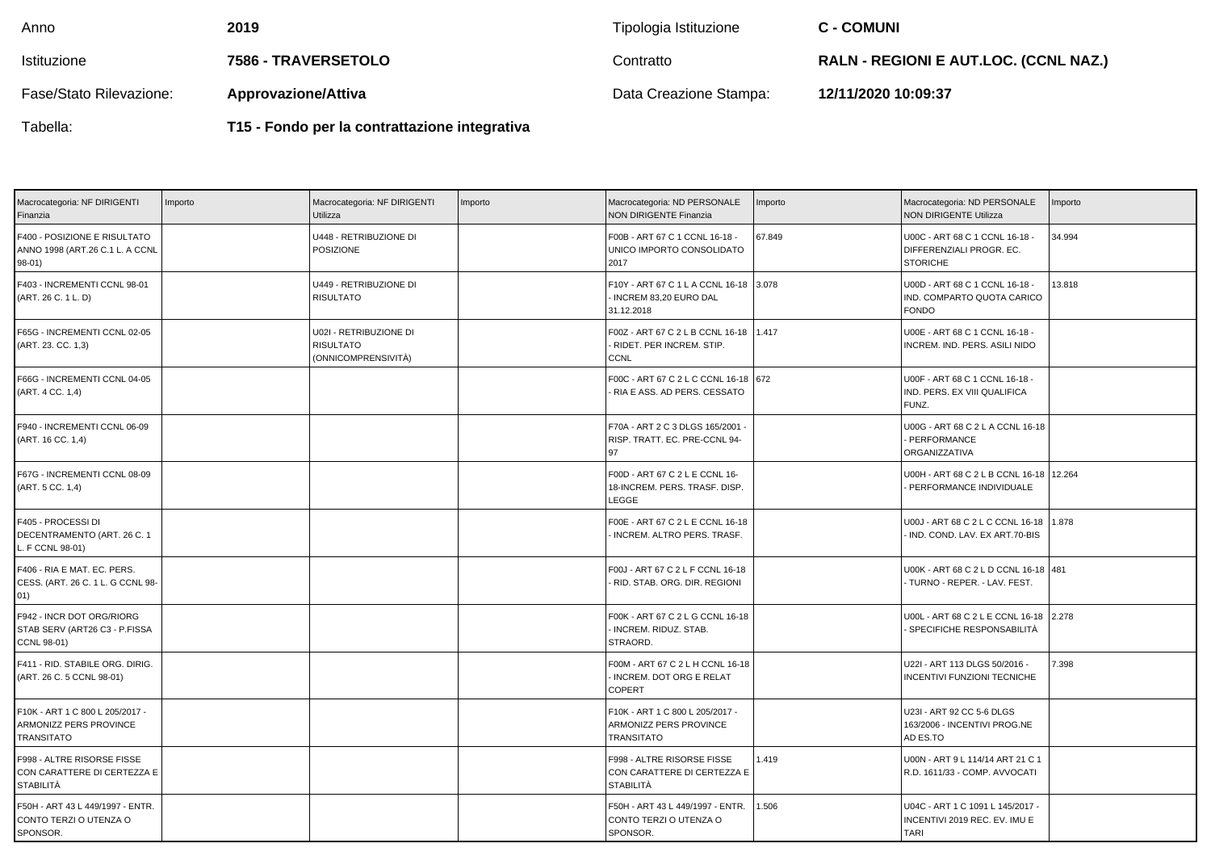| Anno | 2019 | Tipologia Istituzione | C - COMUNI |
|---|---|---|---|
| Istituzione | 7586 - TRAVERSETOLO | Contratto | RALN - REGIONI E AUT.LOC. (CCNL NAZ.) |
| Fase/Stato Rilevazione: | Approvazione/Attiva | Data Creazione Stampa: | 12/11/2020 10:09:37 |
| Tabella: | T15 - Fondo per la contrattazione integrativa | | |

| Macrocategoria: NF DIRIGENTI Finanzia | Importo | Macrocategoria: NF DIRIGENTI Utilizza | Importo | Macrocategoria: ND PERSONALE NON DIRIGENTE Finanzia | Importo | Macrocategoria: ND PERSONALE NON DIRIGENTE Utilizza | Importo |
|---|---|---|---|---|---|---|---|
| F400 - POSIZIONE E RISULTATO ANNO 1998 (ART.26 C.1 L. A CCNL 98-01) | | U448 - RETRIBUZIONE DI POSIZIONE | | F00B - ART 67 C 1 CCNL 16-18 - UNICO IMPORTO CONSOLIDATO 2017 | 67.849 | U00C - ART 68 C 1 CCNL 16-18 - DIFFERENZIALI PROGR. EC. STORICHE | 34.994 |
| F403 - INCREMENTI CCNL 98-01 (ART. 26 C. 1 L. D) | | U449 - RETRIBUZIONE DI RISULTATO | | F10Y - ART 67 C 1 L A CCNL 16-18 - INCREM 83,20 EURO DAL 31.12.2018 | 3.078 | U00D - ART 68 C 1 CCNL 16-18 - IND. COMPARTO QUOTA CARICO FONDO | 13.818 |
| F65G - INCREMENTI CCNL 02-05 (ART. 23. CC. 1,3) | | U02I - RETRIBUZIONE DI RISULTATO (ONNICOMPRENSIVITÀ) | | F00Z - ART 67 C 2 L B CCNL 16-18 - RIDET. PER INCREM. STIP. CCNL | 1.417 | U00E - ART 68 C 1 CCNL 16-18 - INCREM. IND. PERS. ASILI NIDO | |
| F66G - INCREMENTI CCNL 04-05 (ART. 4 CC. 1,4) | | | | F00C - ART 67 C 2 L C CCNL 16-18 - RIA E ASS. AD PERS. CESSATO | 672 | U00F - ART 68 C 1 CCNL 16-18 - IND. PERS. EX VIII QUALIFICA FUNZ. | |
| F940 - INCREMENTI CCNL 06-09 (ART. 16 CC. 1,4) | | | | F70A - ART 2 C 3 DLGS 165/2001 - RISP. TRATT. EC. PRE-CCNL 94-97 | | U00G - ART 68 C 2 L A CCNL 16-18 - PERFORMANCE ORGANIZZATIVA | |
| F67G - INCREMENTI CCNL 08-09 (ART. 5 CC. 1,4) | | | | F00D - ART 67 C 2 L E CCNL 16-18-INCREM. PERS. TRASF. DISP. LEGGE | | U00H - ART 68 C 2 L B CCNL 16-18 - PERFORMANCE INDIVIDUALE | 12.264 |
| F405 - PROCESSI DI DECENTRAMENTO (ART. 26 C. 1 L. F CCNL 98-01) | | | | F00E - ART 67 C 2 L E CCNL 16-18 - INCREM. ALTRO PERS. TRASF. | | U00J - ART 68 C 2 L C CCNL 16-18 - IND. COND. LAV. EX ART.70-BIS | 1.878 |
| F406 - RIA E MAT. EC. PERS. CESS. (ART. 26 C. 1 L. G CCNL 98-01) | | | | F00J - ART 67 C 2 L F CCNL 16-18 - RID. STAB. ORG. DIR. REGIONI | | U00K - ART 68 C 2 L D CCNL 16-18 - TURNO - REPER. - LAV. FEST. | 481 |
| F942 - INCR DOT ORG/RIORG STAB SERV (ART26 C3 - P.FISSA CCNL 98-01) | | | | F00K - ART 67 C 2 L G CCNL 16-18 - INCREM. RIDUZ. STAB. STRAORD. | | U00L - ART 68 C 2 L E CCNL 16-18 - SPECIFICHE RESPONSABILITÀ | 2.278 |
| F411 - RID. STABILE ORG. DIRIG. (ART. 26 C. 5 CCNL 98-01) | | | | F00M - ART 67 C 2 L H CCNL 16-18 - INCREM. DOT ORG E RELAT COPERT | | U22I - ART 113 DLGS 50/2016 - INCENTIVI FUNZIONI TECNICHE | 7.398 |
| F10K - ART 1 C 800 L 205/2017 - ARMONIZZ PERS PROVINCE TRANSITATO | | | | F10K - ART 1 C 800 L 205/2017 - ARMONIZZ PERS PROVINCE TRANSITATO | | U23I - ART 92 CC 5-6 DLGS 163/2006 - INCENTIVI PROG.NE AD ES.TO | |
| F998 - ALTRE RISORSE FISSE CON CARATTERE DI CERTEZZA E STABILITÀ | | | | F998 - ALTRE RISORSE FISSE CON CARATTERE DI CERTEZZA E STABILITÀ | 1.419 | U00N - ART 9 L 114/14 ART 21 C 1 R.D. 1611/33 - COMP. AVVOCATI | |
| F50H - ART 43 L 449/1997 - ENTR. CONTO TERZI O UTENZA O SPONSOR. | | | | F50H - ART 43 L 449/1997 - ENTR. CONTO TERZI O UTENZA O SPONSOR. | 1.506 | U04C - ART 1 C 1091 L 145/2017 - INCENTIVI 2019 REC. EV. IMU E TARI | |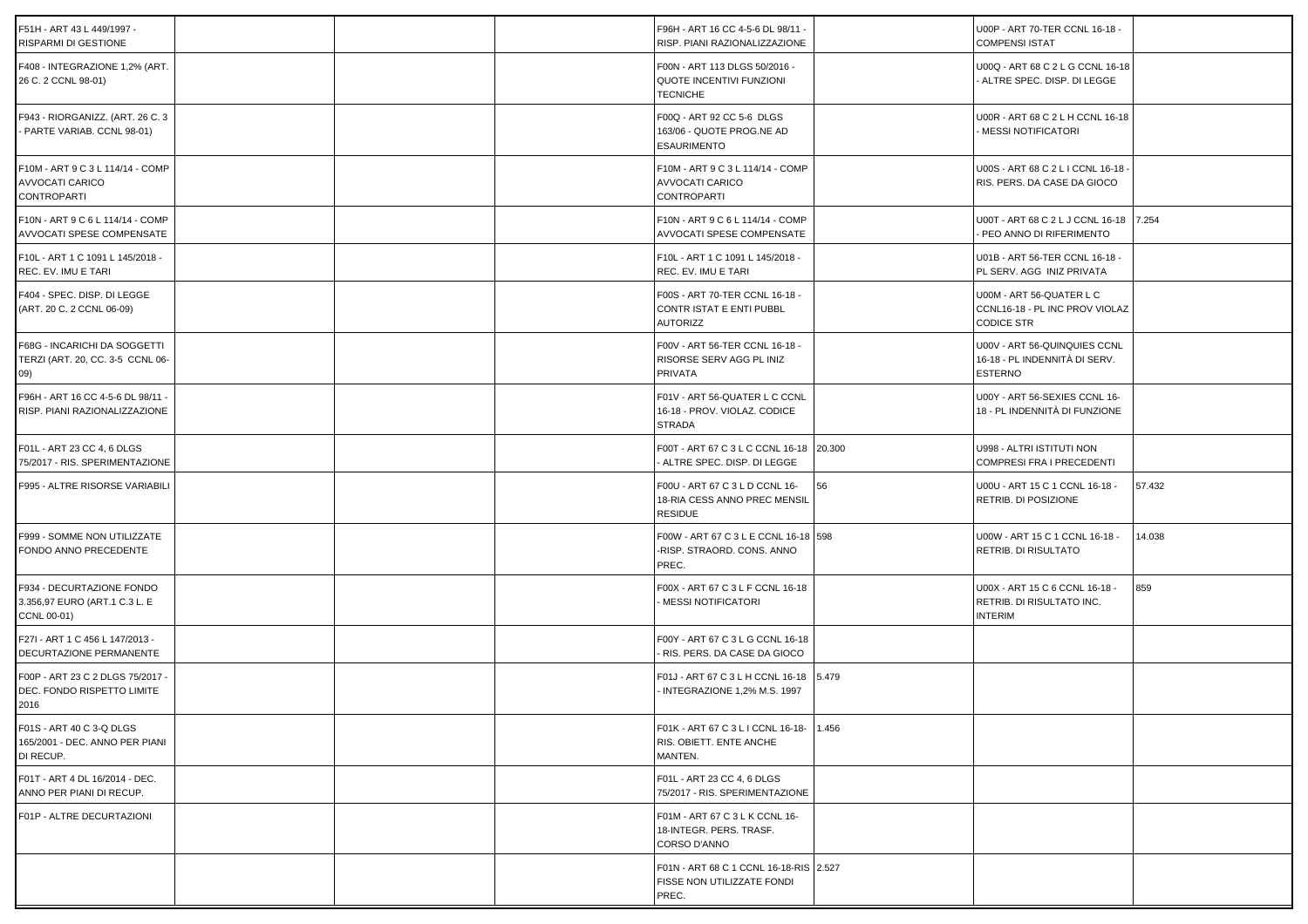| | | | | | | | |
|---|---|---|---|---|---|---|---|
| F51H - ART 43 L 449/1997 - RISPARMI DI GESTIONE | | | | F96H - ART 16 CC 4-5-6 DL 98/11 - RISP. PIANI RAZIONALIZZAZIONE | | U00P - ART 70-TER CCNL 16-18 - COMPENSI ISTAT | |
| F408 - INTEGRAZIONE 1,2% (ART. 26 C. 2 CCNL 98-01) | | | | F00N - ART 113 DLGS 50/2016 - QUOTE INCENTIVI FUNZIONI TECNICHE | | U00Q - ART 68 C 2 L G CCNL 16-18 - ALTRE SPEC. DISP. DI LEGGE | |
| F943 - RIORGANIZZ. (ART. 26 C. 3 - PARTE VARIAB. CCNL 98-01) | | | | F00Q - ART 92 CC 5-6 DLGS 163/06 - QUOTE PROG.NE AD ESAURIMENTO | | U00R - ART 68 C 2 L H CCNL 16-18 - MESSI NOTIFICATORI | |
| F10M - ART 9 C 3 L 114/14 - COMP AVVOCATI CARICO CONTROPARTI | | | | F10M - ART 9 C 3 L 114/14 - COMP AVVOCATI CARICO CONTROPARTI | | U00S - ART 68 C 2 L I CCNL 16-18 - RIS. PERS. DA CASE DA GIOCO | |
| F10N - ART 9 C 6 L 114/14 - COMP AVVOCATI SPESE COMPENSATE | | | | F10N - ART 9 C 6 L 114/14 - COMP AVVOCATI SPESE COMPENSATE | | U00T - ART 68 C 2 L J CCNL 16-18 - PEO ANNO DI RIFERIMENTO | 7.254 |
| F10L - ART 1 C 1091 L 145/2018 - REC. EV. IMU E TARI | | | | F10L - ART 1 C 1091 L 145/2018 - REC. EV. IMU E TARI | | U01B - ART 56-TER CCNL 16-18 - PL SERV. AGG INIZ PRIVATA | |
| F404 - SPEC. DISP. DI LEGGE (ART. 20 C. 2 CCNL 06-09) | | | | F00S - ART 70-TER CCNL 16-18 - CONTR ISTAT E ENTI PUBBL AUTORIZZ | | U00M - ART 56-QUATER L C CCNL16-18 - PL INC PROV VIOLAZ CODICE STR | |
| F68G - INCARICHI DA SOGGETTI TERZI (ART. 20, CC. 3-5 CCNL 06-09) | | | | F00V - ART 56-TER CCNL 16-18 - RISORSE SERV AGG PL INIZ PRIVATA | | U00V - ART 56-QUINQUIES CCNL 16-18 - PL INDENNITÀ DI SERV. ESTERNO | |
| F96H - ART 16 CC 4-5-6 DL 98/11 - RISP. PIANI RAZIONALIZZAZIONE | | | | F01V - ART 56-QUATER L C CCNL 16-18 - PROV. VIOLAZ. CODICE STRADA | | U00Y - ART 56-SEXIES CCNL 16-18 - PL INDENNITÀ DI FUNZIONE | |
| F01L - ART 23 CC 4, 6 DLGS 75/2017 - RIS. SPERIMENTAZIONE | | | | F00T - ART 67 C 3 L C CCNL 16-18 - ALTRE SPEC. DISP. DI LEGGE | 20.300 | U998 - ALTRI ISTITUTI NON COMPRESI FRA I PRECEDENTI | |
| F995 - ALTRE RISORSE VARIABILI | | | | F00U - ART 67 C 3 L D CCNL 16-18-RIA CESS ANNO PREC MENSIL RESIDUE | 56 | U00U - ART 15 C 1 CCNL 16-18 - RETRIB. DI POSIZIONE | 57.432 |
| F999 - SOMME NON UTILIZZATE FONDO ANNO PRECEDENTE | | | | F00W - ART 67 C 3 L E CCNL 16-18 -RISP. STRAORD. CONS. ANNO PREC. | 598 | U00W - ART 15 C 1 CCNL 16-18 - RETRIB. DI RISULTATO | 14.038 |
| F934 - DECURTAZIONE FONDO 3.356,97 EURO (ART.1 C.3 L. E CCNL 00-01) | | | | F00X - ART 67 C 3 L F CCNL 16-18 - MESSI NOTIFICATORI | | U00X - ART 15 C 6 CCNL 16-18 - RETRIB. DI RISULTATO INC. INTERIM | 859 |
| F27I - ART 1 C 456 L 147/2013 - DECURTAZIONE PERMANENTE | | | | F00Y - ART 67 C 3 L G CCNL 16-18 - RIS. PERS. DA CASE DA GIOCO | | | |
| F00P - ART 23 C 2 DLGS 75/2017 - DEC. FONDO RISPETTO LIMITE 2016 | | | | F01J - ART 67 C 3 L H CCNL 16-18 - INTEGRAZIONE 1,2% M.S. 1997 | 5.479 | | |
| F01S - ART 40 C 3-Q DLGS 165/2001 - DEC. ANNO PER PIANI DI RECUP. | | | | F01K - ART 67 C 3 L I CCNL 16-18- RIS. OBIETT. ENTE ANCHE MANTEN. | 1.456 | | |
| F01T - ART 4 DL 16/2014 - DEC. ANNO PER PIANI DI RECUP. | | | | F01L - ART 23 CC 4, 6 DLGS 75/2017 - RIS. SPERIMENTAZIONE | | | |
| F01P - ALTRE DECURTAZIONI | | | | F01M - ART 67 C 3 L K CCNL 16-18-INTEGR. PERS. TRASF. CORSO D'ANNO | | | |
| | | | | F01N - ART 68 C 1 CCNL 16-18-RIS FISSE NON UTILIZZATE FONDI PREC. | 2.527 | | |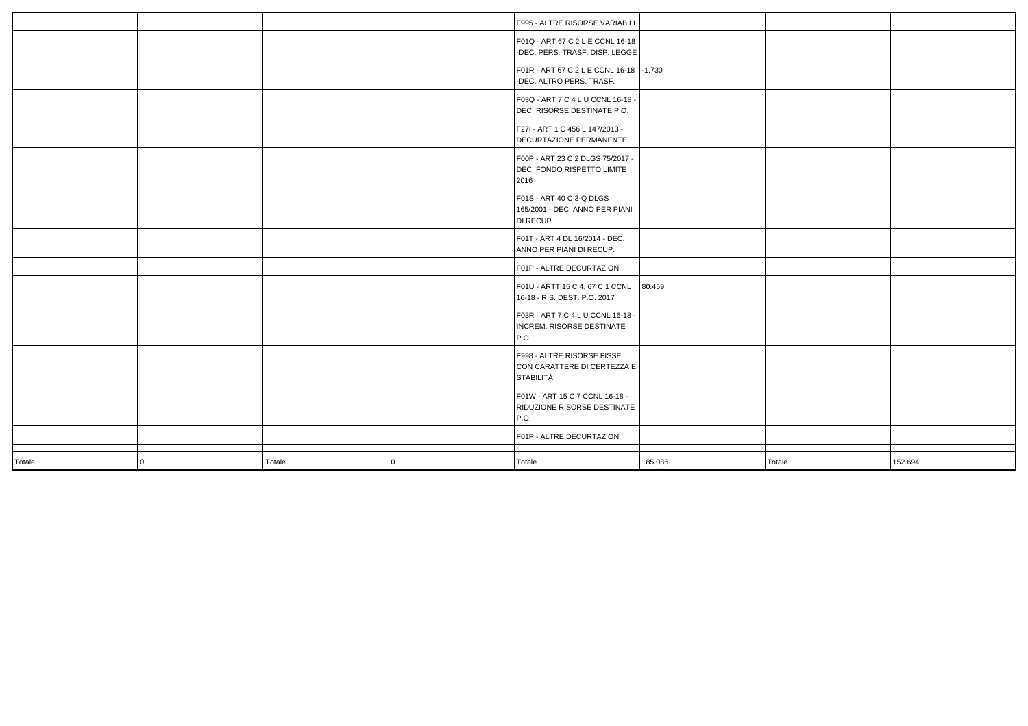| | | | | | | | |
|---|---|---|---|---|---|---|---|
| | | | | F995 - ALTRE RISORSE VARIABILI | | | |
| | | | | F01Q - ART 67 C 2 L E CCNL 16-18 -DEC. PERS. TRASF. DISP. LEGGE | | | |
| | | | | F01R - ART 67 C 2 L E CCNL 16-18 -DEC. ALTRO PERS. TRASF. | -1.730 | | |
| | | | | F03Q - ART 7 C 4 L U CCNL 16-18 - DEC. RISORSE DESTINATE P.O. | | | |
| | | | | F27I - ART 1 C 456 L 147/2013 - DECURTAZIONE PERMANENTE | | | |
| | | | | F00P - ART 23 C 2 DLGS 75/2017 - DEC. FONDO RISPETTO LIMITE 2016 | | | |
| | | | | F01S - ART 40 C 3-Q DLGS 165/2001 - DEC. ANNO PER PIANI DI RECUP. | | | |
| | | | | F01T - ART 4 DL 16/2014 - DEC. ANNO PER PIANI DI RECUP. | | | |
| | | | | F01P - ALTRE DECURTAZIONI | | | |
| | | | | F01U - ARTT 15 C 4, 67 C 1 CCNL 16-18 - RIS. DEST. P.O. 2017 | 80.459 | | |
| | | | | F03R - ART 7 C 4 L U CCNL 16-18 - INCREM. RISORSE DESTINATE P.O. | | | |
| | | | | F998 - ALTRE RISORSE FISSE CON CARATTERE DI CERTEZZA E STABILITÀ | | | |
| | | | | F01W - ART 15 C 7 CCNL 16-18 - RIDUZIONE RISORSE DESTINATE P.O. | | | |
| | | | | F01P - ALTRE DECURTAZIONI | | | |
| | | | | | | | |
| Totale | 0 | Totale | 0 | Totale | 185.086 | Totale | 152.694 |